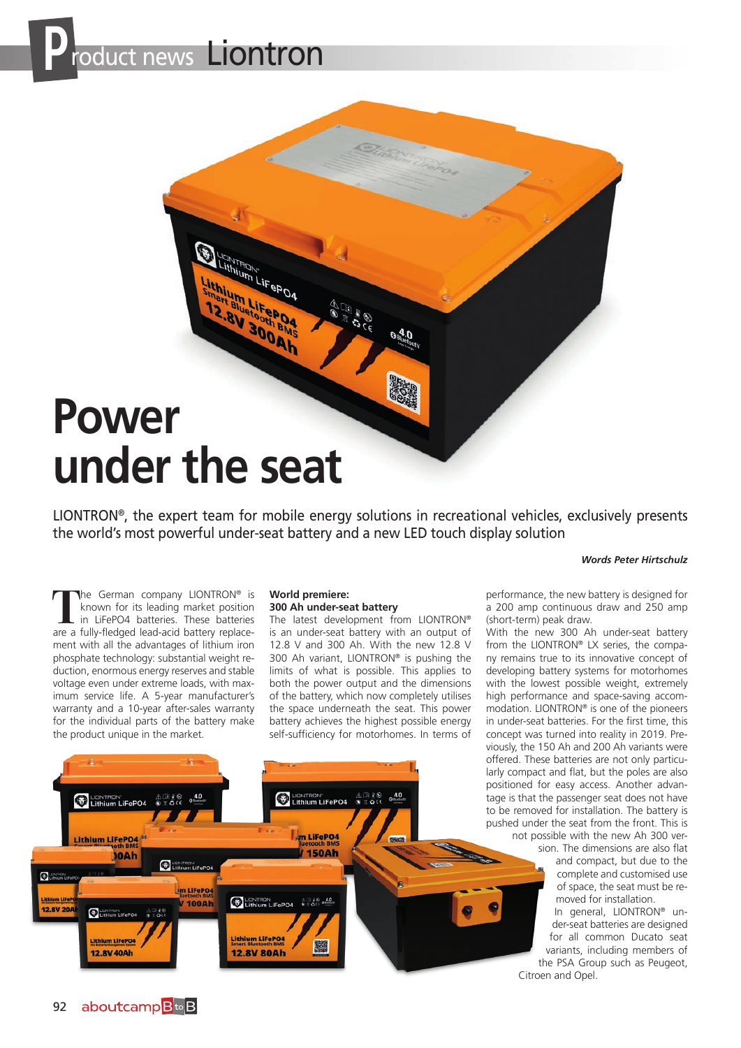# Power under the seat

LIONTRON®, the expert team for mobile energy solutions in recreational vehicles, exclusively presents the world's most powerful under-seat battery and a new LED touch display solution

***Words Peter Hirtschulz***

The German company LIONTRON® is known for its leading market position in LiFePO4 batteries. These batteries are a fully-fledged lead-acid battery replacement with all the advantages of lithium iron phosphate technology: substantial weight reduction, enormous energy reserves and stable voltage even under extreme loads, with maximum service life. A 5-year manufacturer's warranty and a 10-year after-sales warranty for the individual parts of the battery make the product unique in the market.

**World premiere:**
**300 Ah under-seat battery**

The latest development from LIONTRON® is an under-seat battery with an output of 12.8 V and 300 Ah. With the new 12.8 V 300 Ah variant, LIONTRON® is pushing the limits of what is possible. This applies to both the power output and the dimensions of the battery, which now completely utilises the space underneath the seat. This power battery achieves the highest possible energy self-sufficiency for motorhomes. In terms of performance, the new battery is designed for a 200 amp continuous draw and 250 amp (short-term) peak draw.

With the new 300 Ah under-seat battery from the LIONTRON® LX series, the company remains true to its innovative concept of developing battery systems for motorhomes with the lowest possible weight, extremely high performance and space-saving accommodation. LIONTRON® is one of the pioneers in under-seat batteries. For the first time, this concept was turned into reality in 2019. Previously, the 150 Ah and 200 Ah variants were offered. These batteries are not only particularly compact and flat, but the poles are also positioned for easy access. Another advantage is that the passenger seat does not have to be removed for installation. The battery is pushed under the seat from the front. This is not possible with the new Ah 300 version. The dimensions are also flat and compact, but due to the complete and customised use of space, the seat must be removed for installation.

In general, LIONTRON® under-seat batteries are designed for all common Ducato seat variants, including members of the PSA Group such as Peugeot, Citroen and Opel.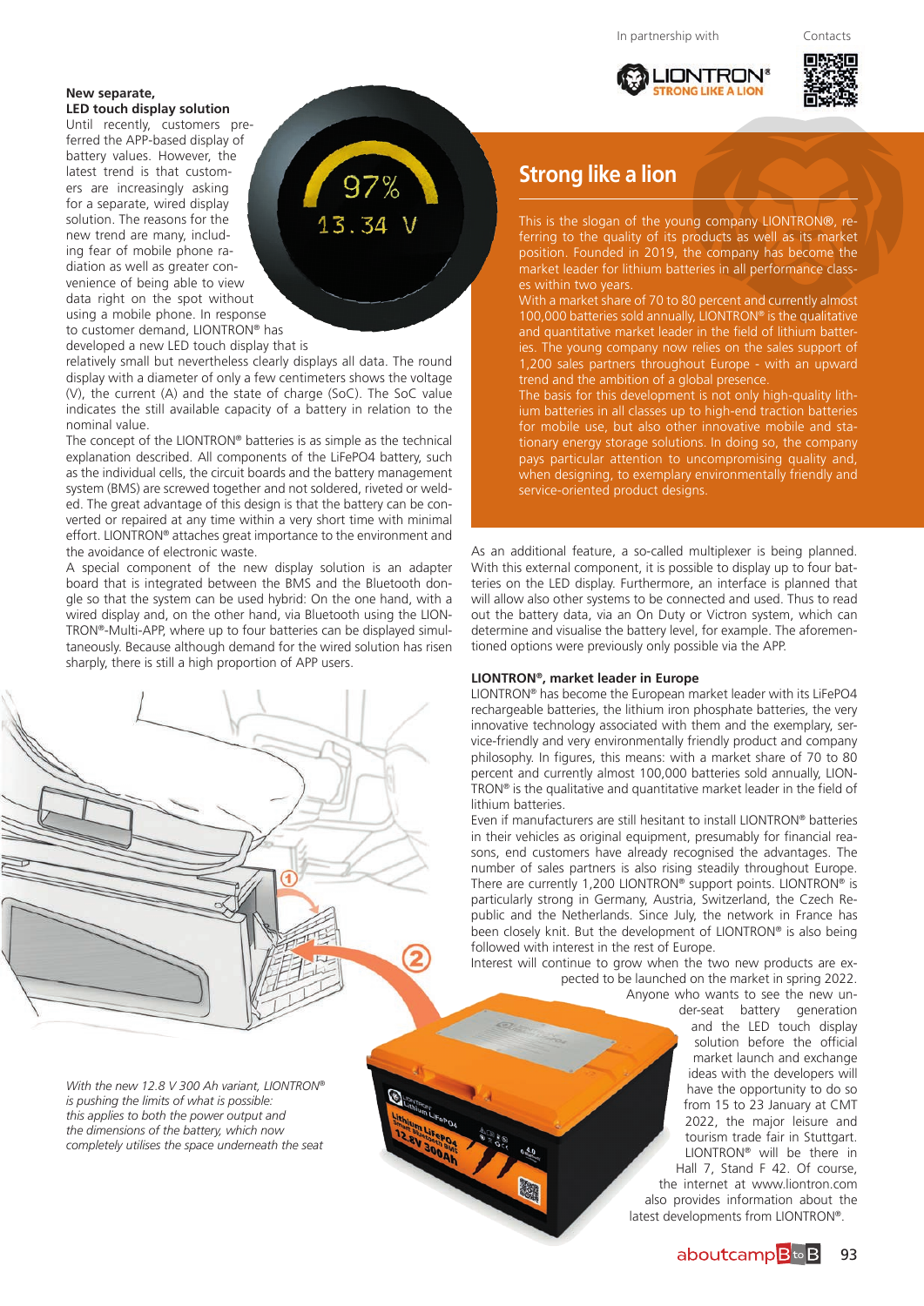In partnership with

Contacts

**New separate, LED touch display solution**

Until recently, customers preferred the APP-based display of battery values. However, the latest trend is that customers are increasingly asking for a separate, wired display solution. The reasons for the new trend are many, including fear of mobile phone radiation as well as greater convenience of being able to view data right on the spot without using a mobile phone. In response to customer demand, LIONTRON® has developed a new LED touch display that is relatively small but nevertheless clearly displays all data. The round display with a diameter of only a few centimeters shows the voltage (V), the current (A) and the state of charge (SoC). The SoC value indicates the still available capacity of a battery in relation to the nominal value.

The concept of the LIONTRON® batteries is as simple as the technical explanation described. All components of the LiFePO4 battery, such as the individual cells, the circuit boards and the battery management system (BMS) are screwed together and not soldered, riveted or welded. The great advantage of this design is that the battery can be converted or repaired at any time within a very short time with minimal effort. LIONTRON® attaches great importance to the environment and the avoidance of electronic waste.

A special component of the new display solution is an adapter board that is integrated between the BMS and the Bluetooth dongle so that the system can be used hybrid: On the one hand, with a wired display and, on the other hand, via Bluetooth using the LIONTRON®-Multi-APP, where up to four batteries can be displayed simultaneously. Because although demand for the wired solution has risen sharply, there is still a high proportion of APP users.

*With the new 12.8 V 300 Ah variant, LIONTRON® is pushing the limits of what is possible: this applies to both the power output and the dimensions of the battery, which now completely utilises the space underneath the seat*

## Strong like a lion

This is the slogan of the young company LIONTRON®, referring to the quality of its products as well as its market position. Founded in 2019, the company has become the market leader for lithium batteries in all performance classes within two years.

With a market share of 70 to 80 percent and currently almost 100,000 batteries sold annually, LIONTRON® is the qualitative and quantitative market leader in the field of lithium batteries. The young company now relies on the sales support of 1,200 sales partners throughout Europe - with an upward trend and the ambition of a global presence.

The basis for this development is not only high-quality lithium batteries in all classes up to high-end traction batteries for mobile use, but also other innovative mobile and stationary energy storage solutions. In doing so, the company pays particular attention to uncompromising quality and, when designing, to exemplary environmentally friendly and service-oriented product designs.

As an additional feature, a so-called multiplexer is being planned. With this external component, it is possible to display up to four batteries on the LED display. Furthermore, an interface is planned that will allow also other systems to be connected and used. Thus to read out the battery data, via an On Duty or Victron system, which can determine and visualise the battery level, for example. The aforementioned options were previously only possible via the APP.

**LIONTRON®, market leader in Europe**

LIONTRON® has become the European market leader with its LiFePO4 rechargeable batteries, the lithium iron phosphate batteries, the very innovative technology associated with them and the exemplary, service-friendly and very environmentally friendly product and company philosophy. In figures, this means: with a market share of 70 to 80 percent and currently almost 100,000 batteries sold annually, LIONTRON® is the qualitative and quantitative market leader in the field of lithium batteries.

Even if manufacturers are still hesitant to install LIONTRON® batteries in their vehicles as original equipment, presumably for financial reasons, end customers have already recognised the advantages. The number of sales partners is also rising steadily throughout Europe. There are currently 1,200 LIONTRON® support points. LIONTRON® is particularly strong in Germany, Austria, Switzerland, the Czech Republic and the Netherlands. Since July, the network in France has been closely knit. But the development of LIONTRON® is also being followed with interest in the rest of Europe.

Interest will continue to grow when the two new products are expected to be launched on the market in spring 2022. Anyone who wants to see the new under-seat battery generation and the LED touch display solution before the official market launch and exchange ideas with the developers will have the opportunity to do so from 15 to 23 January at CMT 2022, the major leisure and tourism trade fair in Stuttgart. LIONTRON® will be there in Hall 7, Stand F 42. Of course, the internet at www.liontron.com also provides information about the latest developments from LIONTRON®.